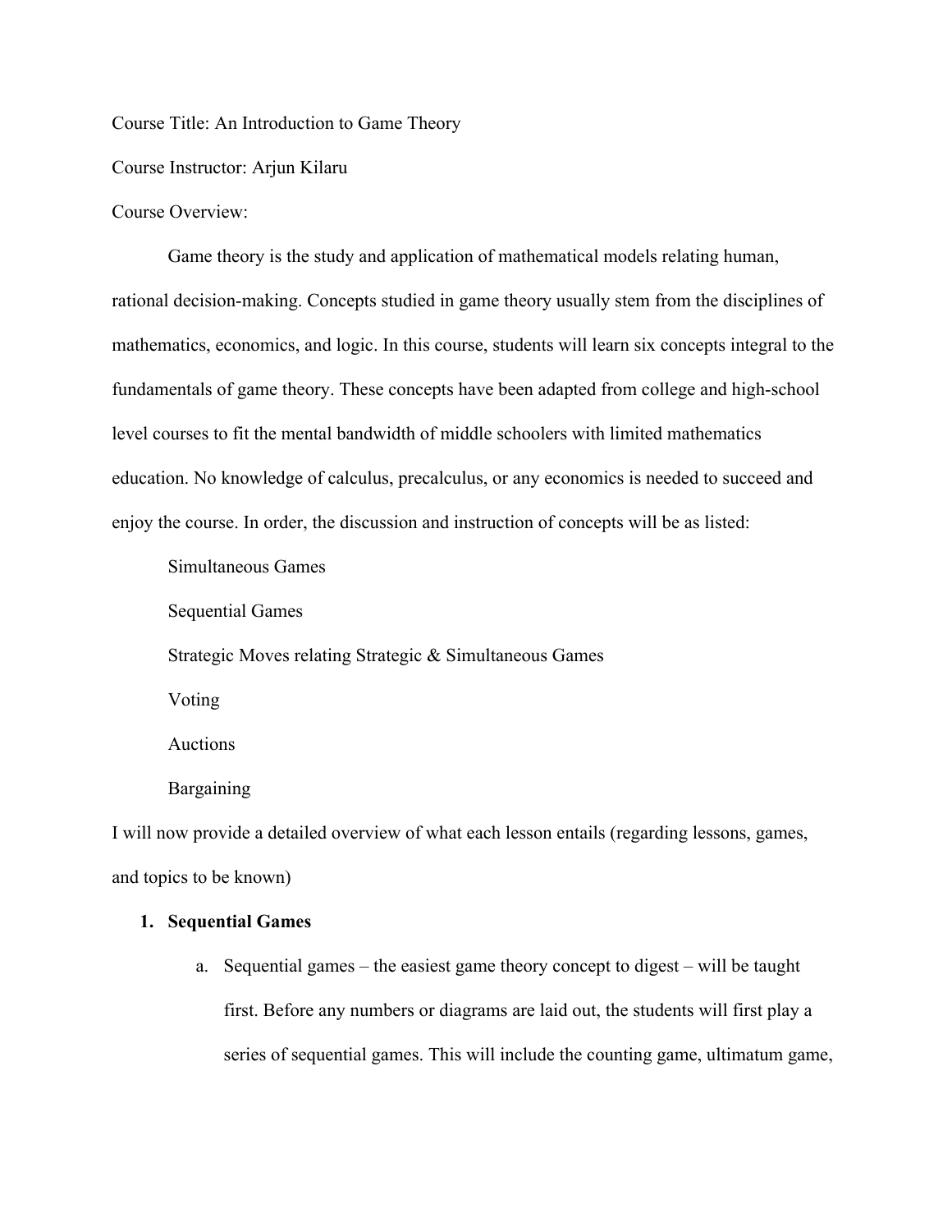Course Title: An Introduction to Game Theory

Course Instructor: Arjun Kilaru

Course Overview:

Game theory is the study and application of mathematical models relating human, rational decision-making. Concepts studied in game theory usually stem from the disciplines of mathematics, economics, and logic. In this course, students will learn six concepts integral to the fundamentals of game theory. These concepts have been adapted from college and high-school level courses to fit the mental bandwidth of middle schoolers with limited mathematics education. No knowledge of calculus, precalculus, or any economics is needed to succeed and enjoy the course. In order, the discussion and instruction of concepts will be as listed:

Simultaneous Games

Sequential Games

Strategic Moves relating Strategic & Simultaneous Games

Voting

Auctions

Bargaining

I will now provide a detailed overview of what each lesson entails (regarding lessons, games, and topics to be known)

1. **Sequential Games**
   a. Sequential games – the easiest game theory concept to digest – will be taught first. Before any numbers or diagrams are laid out, the students will first play a series of sequential games. This will include the counting game, ultimatum game,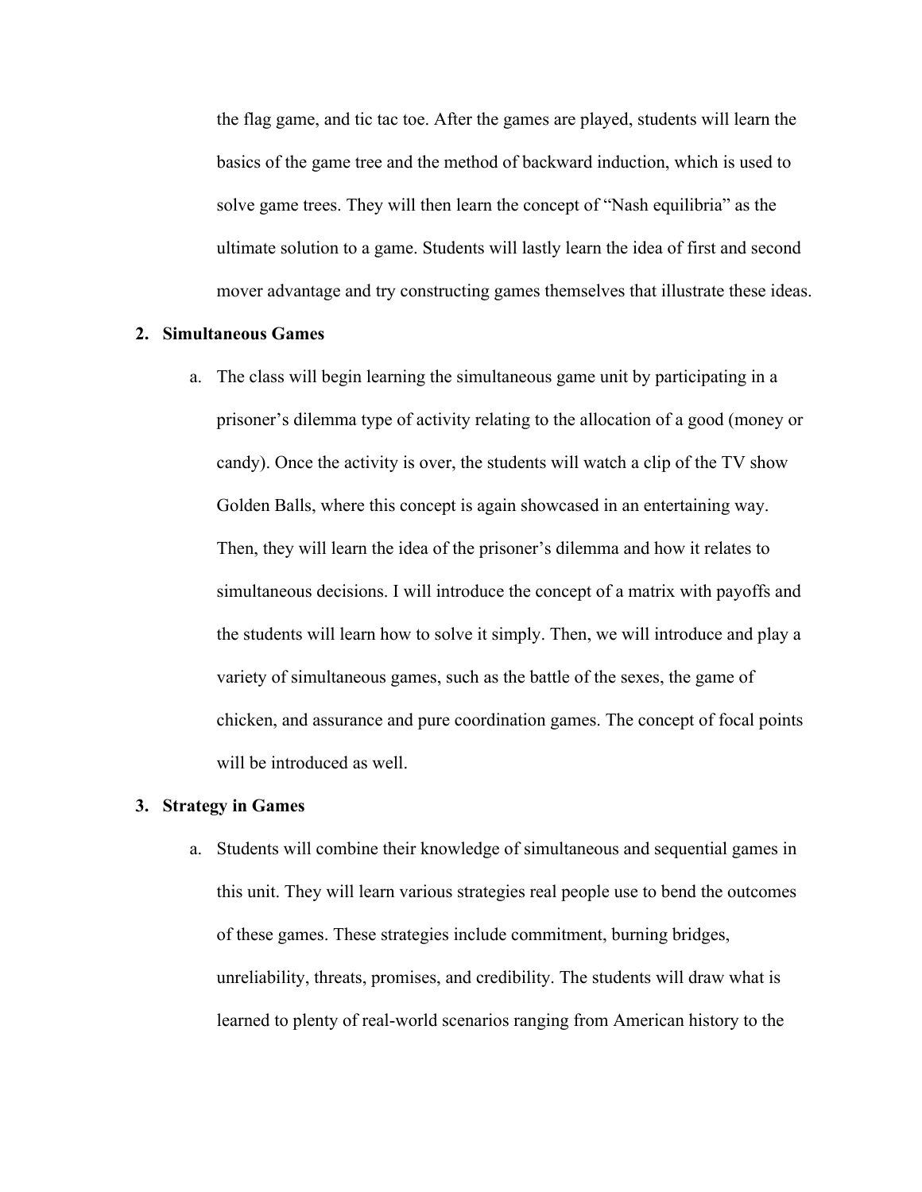the flag game, and tic tac toe. After the games are played, students will learn the basics of the game tree and the method of backward induction, which is used to solve game trees. They will then learn the concept of "Nash equilibria" as the ultimate solution to a game. Students will lastly learn the idea of first and second mover advantage and try constructing games themselves that illustrate these ideas.

2. **Simultaneous Games**
   a. The class will begin learning the simultaneous game unit by participating in a prisoner's dilemma type of activity relating to the allocation of a good (money or candy). Once the activity is over, the students will watch a clip of the TV show Golden Balls, where this concept is again showcased in an entertaining way. Then, they will learn the idea of the prisoner's dilemma and how it relates to simultaneous decisions. I will introduce the concept of a matrix with payoffs and the students will learn how to solve it simply. Then, we will introduce and play a variety of simultaneous games, such as the battle of the sexes, the game of chicken, and assurance and pure coordination games. The concept of focal points will be introduced as well.

3. **Strategy in Games**
   a. Students will combine their knowledge of simultaneous and sequential games in this unit. They will learn various strategies real people use to bend the outcomes of these games. These strategies include commitment, burning bridges, unreliability, threats, promises, and credibility. The students will draw what is learned to plenty of real-world scenarios ranging from American history to the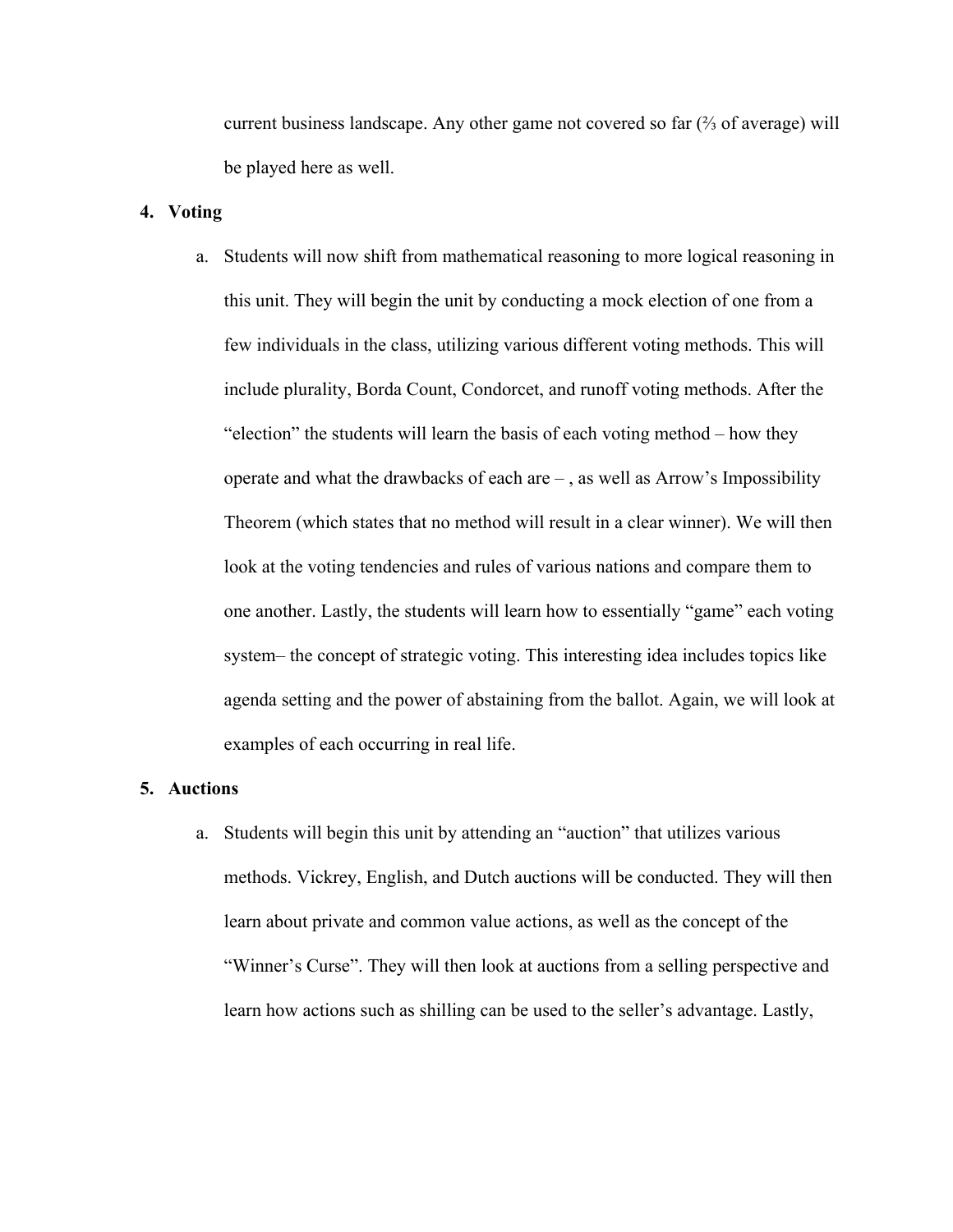current business landscape. Any other game not covered so far (⅔ of average) will be played here as well.

4. **Voting**

   a. Students will now shift from mathematical reasoning to more logical reasoning in this unit. They will begin the unit by conducting a mock election of one from a few individuals in the class, utilizing various different voting methods. This will include plurality, Borda Count, Condorcet, and runoff voting methods. After the "election" the students will learn the basis of each voting method – how they operate and what the drawbacks of each are – , as well as Arrow's Impossibility Theorem (which states that no method will result in a clear winner). We will then look at the voting tendencies and rules of various nations and compare them to one another. Lastly, the students will learn how to essentially "game" each voting system– the concept of strategic voting. This interesting idea includes topics like agenda setting and the power of abstaining from the ballot. Again, we will look at examples of each occurring in real life.

5. **Auctions**

   a. Students will begin this unit by attending an "auction" that utilizes various methods. Vickrey, English, and Dutch auctions will be conducted. They will then learn about private and common value actions, as well as the concept of the "Winner's Curse". They will then look at auctions from a selling perspective and learn how actions such as shilling can be used to the seller's advantage. Lastly,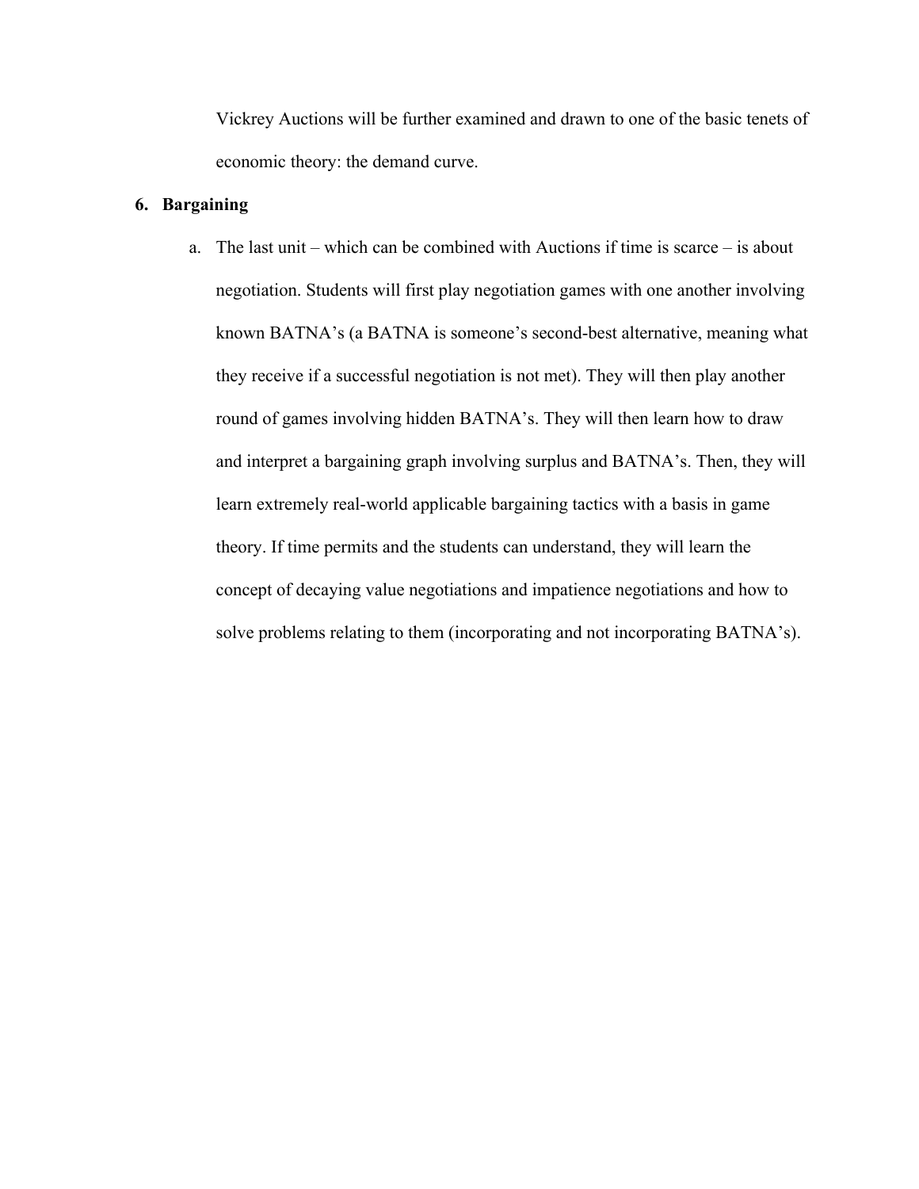Vickrey Auctions will be further examined and drawn to one of the basic tenets of economic theory: the demand curve.

6. **Bargaining**

   a. The last unit – which can be combined with Auctions if time is scarce – is about negotiation. Students will first play negotiation games with one another involving known BATNA's (a BATNA is someone's second-best alternative, meaning what they receive if a successful negotiation is not met). They will then play another round of games involving hidden BATNA's. They will then learn how to draw and interpret a bargaining graph involving surplus and BATNA's. Then, they will learn extremely real-world applicable bargaining tactics with a basis in game theory. If time permits and the students can understand, they will learn the concept of decaying value negotiations and impatience negotiations and how to solve problems relating to them (incorporating and not incorporating BATNA's).